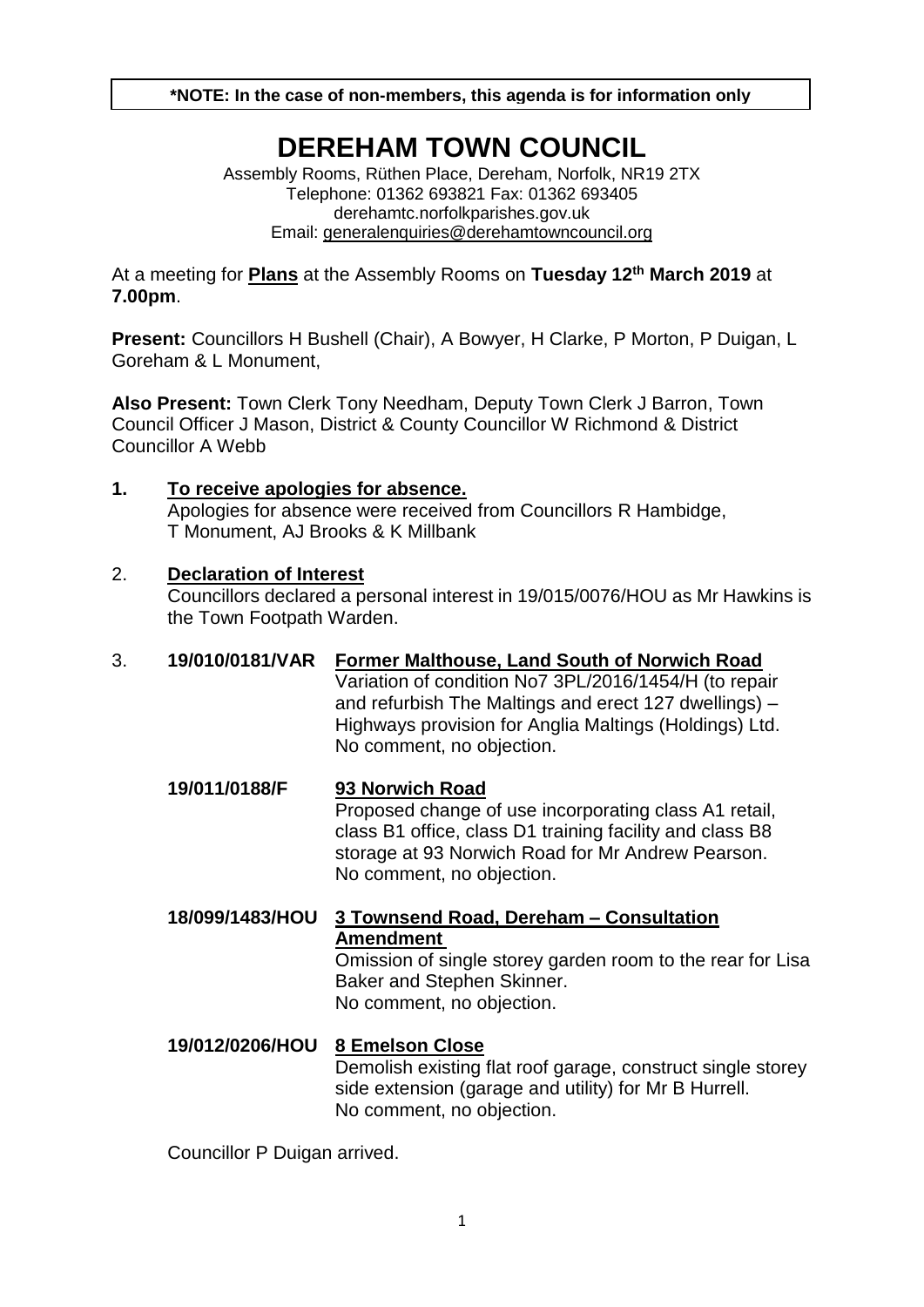**\*NOTE: In the case of non-members, this agenda is for information only**

# DEREHAM TOWN COUNCIL

Assembly Rooms, Rüthen Place, Dereham, Norfolk, NR19 2TX
Telephone: 01362 693821 Fax: 01362 693405
derehamtc.norfolkparishes.gov.uk
Email: generalenquiries@derehamtowncouncil.org

At a meeting for **Plans** at the Assembly Rooms on **Tuesday 12th March 2019** at **7.00pm**.

**Present:** Councillors H Bushell (Chair), A Bowyer, H Clarke, P Morton, P Duigan, L Goreham & L Monument,

**Also Present:** Town Clerk Tony Needham, Deputy Town Clerk J Barron, Town Council Officer J Mason, District & County Councillor W Richmond & District Councillor A Webb

**1. To receive apologies for absence.**
Apologies for absence were received from Councillors R Hambidge, T Monument, AJ Brooks & K Millbank

2. **Declaration of Interest**
Councillors declared a personal interest in 19/015/0076/HOU as Mr Hawkins is the Town Footpath Warden.

3. **19/010/0181/VAR** **Former Malthouse, Land South of Norwich Road**
Variation of condition No7 3PL/2016/1454/H (to repair and refurbish The Maltings and erect 127 dwellings) – Highways provision for Anglia Maltings (Holdings) Ltd.
No comment, no objection.

**19/011/0188/F** **93 Norwich Road**
Proposed change of use incorporating class A1 retail, class B1 office, class D1 training facility and class B8 storage at 93 Norwich Road for Mr Andrew Pearson.
No comment, no objection.

**18/099/1483/HOU** **3 Townsend Road, Dereham – Consultation Amendment**
Omission of single storey garden room to the rear for Lisa Baker and Stephen Skinner.
No comment, no objection.

**19/012/0206/HOU** **8 Emelson Close**
Demolish existing flat roof garage, construct single storey side extension (garage and utility) for Mr B Hurrell.
No comment, no objection.

Councillor P Duigan arrived.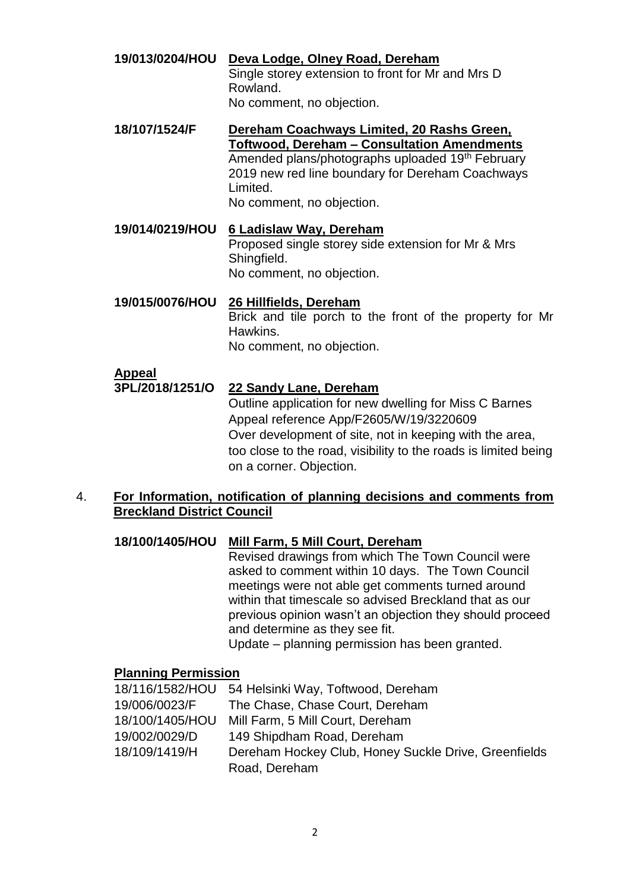**19/013/0204/HOU** **Deva Lodge, Olney Road, Dereham**
Single storey extension to front for Mr and Mrs D Rowland.
No comment, no objection.

**18/107/1524/F** **Dereham Coachways Limited, 20 Rashs Green, Toftwood, Dereham – Consultation Amendments**
Amended plans/photographs uploaded 19th February 2019 new red line boundary for Dereham Coachways Limited.
No comment, no objection.

**19/014/0219/HOU** **6 Ladislaw Way, Dereham**
Proposed single storey side extension for Mr & Mrs Shingfield.
No comment, no objection.

**19/015/0076/HOU** **26 Hillfields, Dereham**
Brick and tile porch to the front of the property for Mr Hawkins.
No comment, no objection.

**Appeal**

**3PL/2018/1251/O** **22 Sandy Lane, Dereham**
Outline application for new dwelling for Miss C Barnes
Appeal reference App/F2605/W/19/3220609
Over development of site, not in keeping with the area, too close to the road, visibility to the roads is limited being on a corner. Objection.

4. **For Information, notification of planning decisions and comments from Breckland District Council**

**18/100/1405/HOU** **Mill Farm, 5 Mill Court, Dereham**
Revised drawings from which The Town Council were asked to comment within 10 days. The Town Council meetings were not able get comments turned around within that timescale so advised Breckland that as our previous opinion wasn't an objection they should proceed and determine as they see fit.
Update – planning permission has been granted.

**Planning Permission**

| | |
|---|---|
| 18/116/1582/HOU | 54 Helsinki Way, Toftwood, Dereham |
| 19/006/0023/F | The Chase, Chase Court, Dereham |
| 18/100/1405/HOU | Mill Farm, 5 Mill Court, Dereham |
| 19/002/0029/D | 149 Shipdham Road, Dereham |
| 18/109/1419/H | Dereham Hockey Club, Honey Suckle Drive, Greenfields Road, Dereham |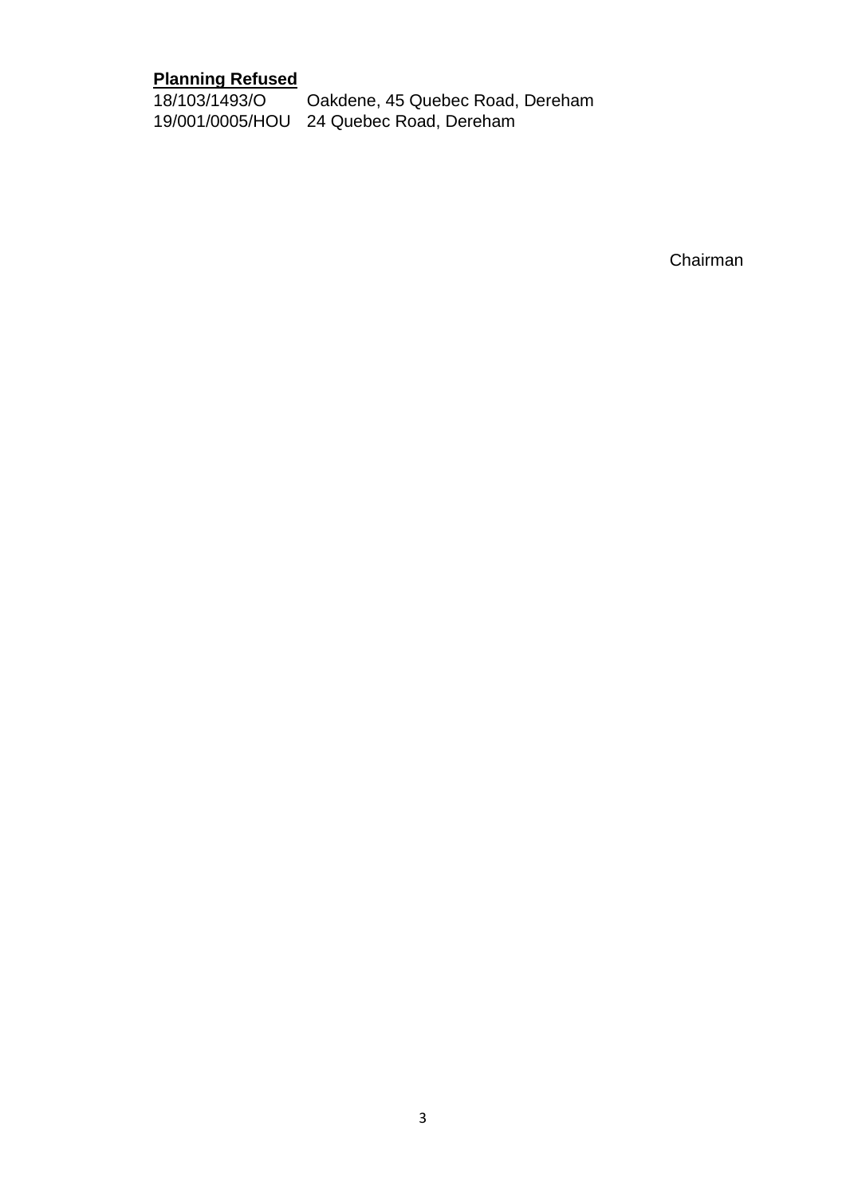**<u>Planning Refused</u>**

| | |
|---|---|
| 18/103/1493/O | Oakdene, 45 Quebec Road, Dereham |
| 19/001/0005/HOU | 24 Quebec Road, Dereham |

Chairman